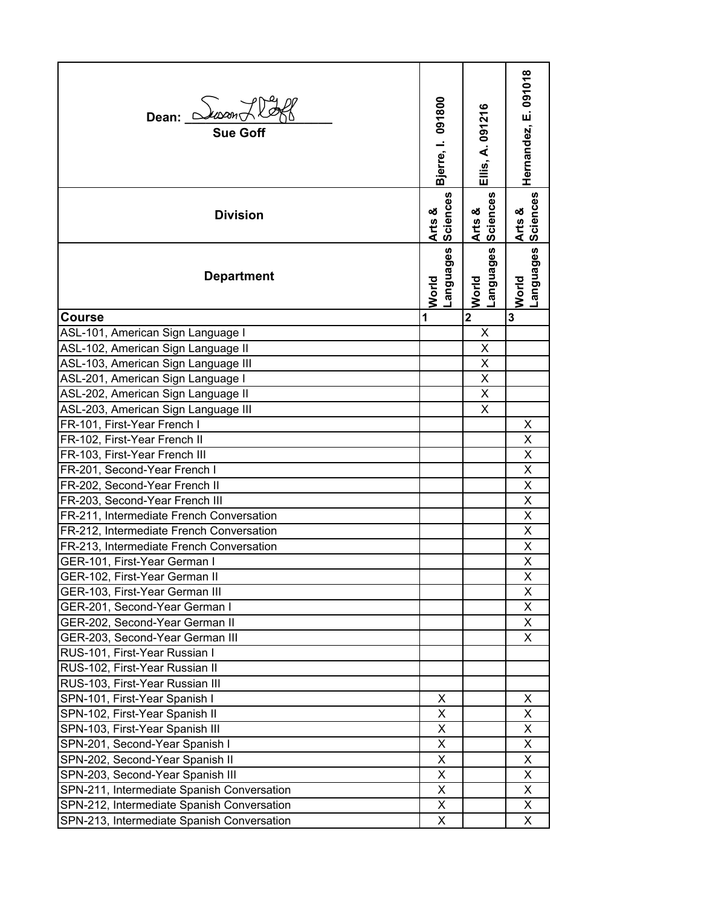| Dean: Sue Goff | Bjerre, I. 091800 | Ellis, A. 091216 | Hernandez, E. 091018 |
|---|---|---|---|
| **Division** | Arts & Sciences | Arts & Sciences | Arts & Sciences |
| **Department** | World Languages | World Languages | World Languages |
| **Course** | 1 | 2 | 3 |
| ASL-101, American Sign Language I | | X | |
| ASL-102, American Sign Language II | | X | |
| ASL-103, American Sign Language III | | X | |
| ASL-201, American Sign Language I | | X | |
| ASL-202, American Sign Language II | | X | |
| ASL-203, American Sign Language III | | X | |
| FR-101, First-Year French I | | | X |
| FR-102, First-Year French II | | | X |
| FR-103, First-Year French III | | | X |
| FR-201, Second-Year French I | | | X |
| FR-202, Second-Year French II | | | X |
| FR-203, Second-Year French III | | | X |
| FR-211, Intermediate French Conversation | | | X |
| FR-212, Intermediate French Conversation | | | X |
| FR-213, Intermediate French Conversation | | | X |
| GER-101, First-Year German I | | | X |
| GER-102, First-Year German II | | | X |
| GER-103, First-Year German III | | | X |
| GER-201, Second-Year German I | | | X |
| GER-202, Second-Year German II | | | X |
| GER-203, Second-Year German III | | | X |
| RUS-101, First-Year Russian I | | | |
| RUS-102, First-Year Russian II | | | |
| RUS-103, First-Year Russian III | | | |
| SPN-101, First-Year Spanish I | X | | X |
| SPN-102, First-Year Spanish II | X | | X |
| SPN-103, First-Year Spanish III | X | | X |
| SPN-201, Second-Year Spanish I | X | | X |
| SPN-202, Second-Year Spanish II | X | | X |
| SPN-203, Second-Year Spanish III | X | | X |
| SPN-211, Intermediate Spanish Conversation | X | | X |
| SPN-212, Intermediate Spanish Conversation | X | | X |
| SPN-213, Intermediate Spanish Conversation | X | | X |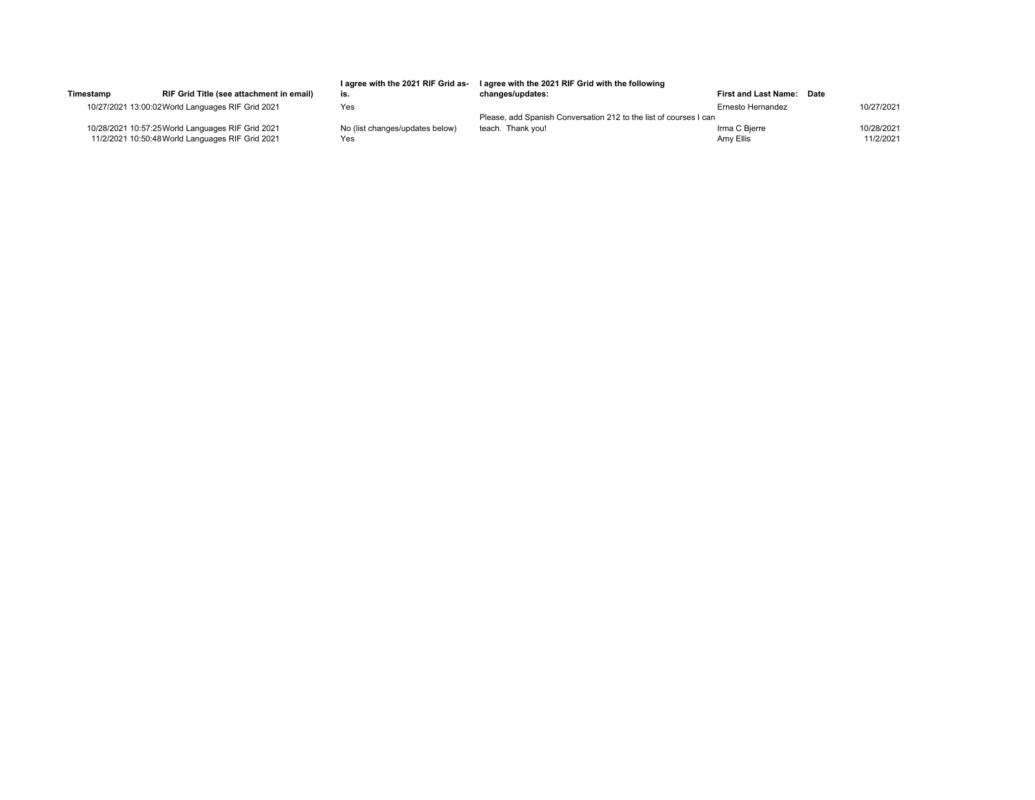| Timestamp | RIF Grid Title (see attachment in email) | I agree with the 2021 RIF Grid as-is. | I agree with the 2021 RIF Grid with the following changes/updates: | First and Last Name: | Date |
|---|---|---|---|---|---|
| 10/27/2021 13:00:02 | World Languages RIF Grid 2021 | Yes | | Ernesto Hernandez | 10/27/2021 |
| 10/28/2021 10:57:25 | World Languages RIF Grid 2021 | No (list changes/updates below) | Please, add Spanish Conversation 212 to the list of courses I can teach. Thank you! | Irma C Bjerre | 10/28/2021 |
| 11/2/2021 10:50:48 | World Languages RIF Grid 2021 | Yes | | Amy Ellis | 11/2/2021 |